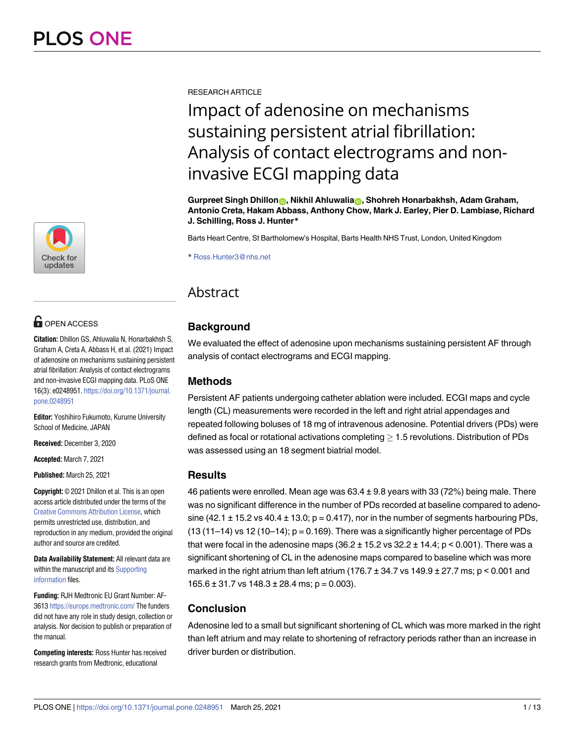RESEARCH ARTICLE

# Impact of adenosine on mechanisms sustaining persistent atrial fibrillation: Analysis of contact electrograms and non-invasive ECGI mapping data

**Gurpreet Singh Dhillon, Nikhil Ahluwalia, Shohreh Honarbakhsh, Adam Graham, Antonio Creta, Hakam Abbass, Anthony Chow, Mark J. Earley, Pier D. Lambiase, Richard J. Schilling, Ross J. Hunter***

Barts Heart Centre, St Bartholomew's Hospital, Barts Health NHS Trust, London, United Kingdom

* Ross.Hunter3@nhs.net

OPEN ACCESS

**Citation:** Dhillon GS, Ahluwalia N, Honarbakhsh S, Graham A, Creta A, Abbass H, et al. (2021) Impact of adenosine on mechanisms sustaining persistent atrial fibrillation: Analysis of contact electrograms and non-invasive ECGI mapping data. PLoS ONE 16(3): e0248951. https://doi.org/10.1371/journal.pone.0248951

**Editor:** Yoshihiro Fukumoto, Kurume University School of Medicine, JAPAN

**Received:** December 3, 2020

**Accepted:** March 7, 2021

**Published:** March 25, 2021

**Copyright:** © 2021 Dhillon et al. This is an open access article distributed under the terms of the Creative Commons Attribution License, which permits unrestricted use, distribution, and reproduction in any medium, provided the original author and source are credited.

**Data Availability Statement:** All relevant data are within the manuscript and its Supporting information files.

**Funding:** RJH Medtronic EU Grant Number: AF-3613 https://europe.medtronic.com/ The funders did not have any role in study design, collection or analysis. Nor decision to publish or preparation of the manual.

**Competing interests:** Ross Hunter has received research grants from Medtronic, educational

## Abstract

### Background

We evaluated the effect of adenosine upon mechanisms sustaining persistent AF through analysis of contact electrograms and ECGI mapping.

### Methods

Persistent AF patients undergoing catheter ablation were included. ECGI maps and cycle length (CL) measurements were recorded in the left and right atrial appendages and repeated following boluses of 18 mg of intravenous adenosine. Potential drivers (PDs) were defined as focal or rotational activations completing $\geq$ 1.5 revolutions. Distribution of PDs was assessed using an 18 segment biatrial model.

### Results

46 patients were enrolled. Mean age was 63.4 ± 9.8 years with 33 (72%) being male. There was no significant difference in the number of PDs recorded at baseline compared to adenosine (42.1 ± 15.2 vs 40.4 ± 13.0; p = 0.417), nor in the number of segments harbouring PDs, (13 (11–14) vs 12 (10–14); p = 0.169). There was a significantly higher percentage of PDs that were focal in the adenosine maps (36.2 ± 15.2 vs 32.2 ± 14.4; p < 0.001). There was a significant shortening of CL in the adenosine maps compared to baseline which was more marked in the right atrium than left atrium (176.7 ± 34.7 vs 149.9 ± 27.7 ms; p < 0.001 and 165.6 ± 31.7 vs 148.3 ± 28.4 ms; p = 0.003).

### Conclusion

Adenosine led to a small but significant shortening of CL which was more marked in the right than left atrium and may relate to shortening of refractory periods rather than an increase in driver burden or distribution.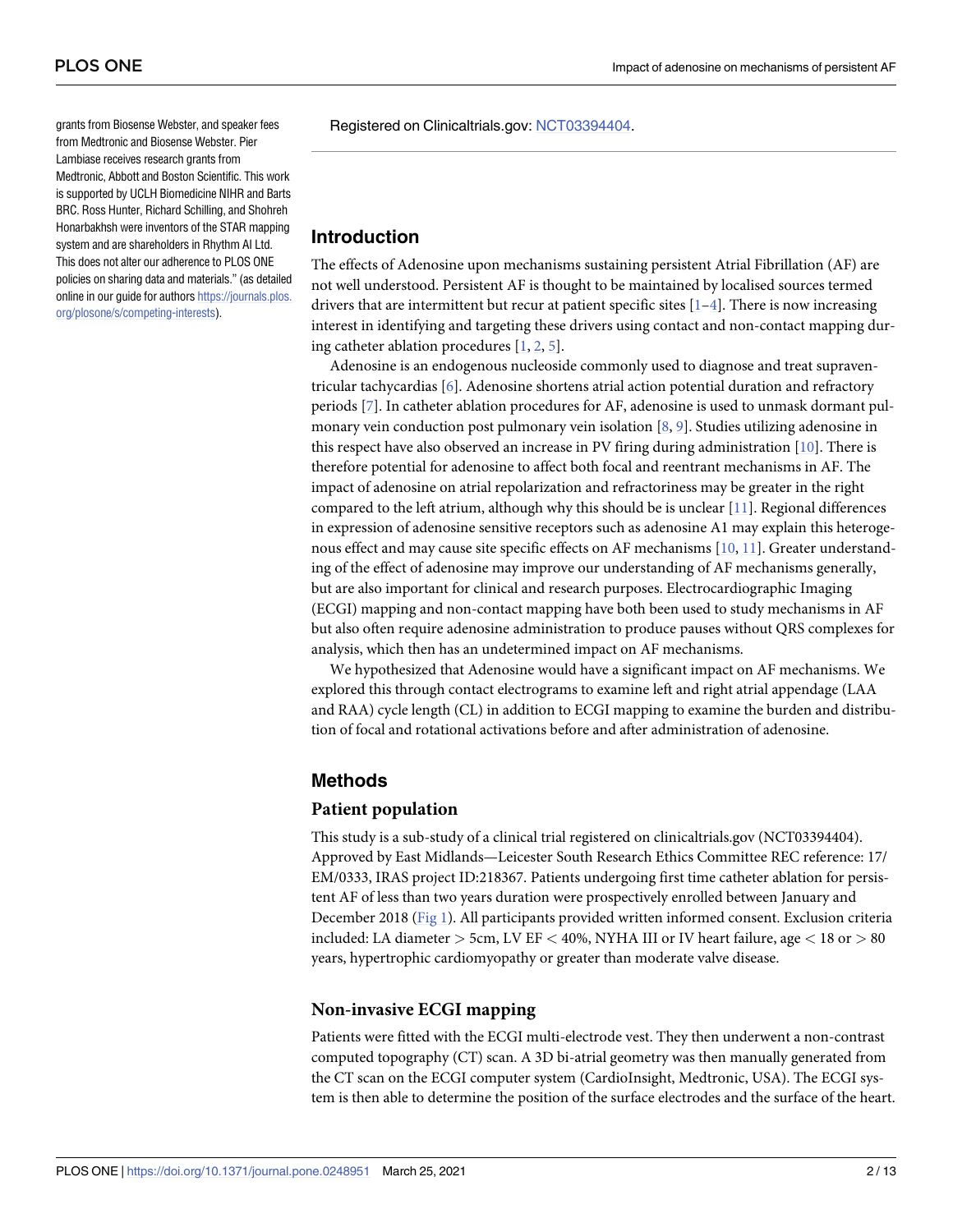grants from Biosense Webster, and speaker fees from Medtronic and Biosense Webster. Pier Lambiase receives research grants from Medtronic, Abbott and Boston Scientific. This work is supported by UCLH Biomedicine NIHR and Barts BRC. Ross Hunter, Richard Schilling, and Shohreh Honarbakhsh were inventors of the STAR mapping system and are shareholders in Rhythm AI Ltd. This does not alter our adherence to PLOS ONE policies on sharing data and materials." (as detailed online in our guide for authors https://journals.plos.org/plosone/s/competing-interests).

Registered on Clinicaltrials.gov: NCT03394404.

## Introduction

The effects of Adenosine upon mechanisms sustaining persistent Atrial Fibrillation (AF) are not well understood. Persistent AF is thought to be maintained by localised sources termed drivers that are intermittent but recur at patient specific sites [1–4]. There is now increasing interest in identifying and targeting these drivers using contact and non-contact mapping during catheter ablation procedures [1, 2, 5].

Adenosine is an endogenous nucleoside commonly used to diagnose and treat supraventricular tachycardias [6]. Adenosine shortens atrial action potential duration and refractory periods [7]. In catheter ablation procedures for AF, adenosine is used to unmask dormant pulmonary vein conduction post pulmonary vein isolation [8, 9]. Studies utilizing adenosine in this respect have also observed an increase in PV firing during administration [10]. There is therefore potential for adenosine to affect both focal and reentrant mechanisms in AF. The impact of adenosine on atrial repolarization and refractoriness may be greater in the right compared to the left atrium, although why this should be is unclear [11]. Regional differences in expression of adenosine sensitive receptors such as adenosine A1 may explain this heterogenous effect and may cause site specific effects on AF mechanisms [10, 11]. Greater understanding of the effect of adenosine may improve our understanding of AF mechanisms generally, but are also important for clinical and research purposes. Electrocardiographic Imaging (ECGI) mapping and non-contact mapping have both been used to study mechanisms in AF but also often require adenosine administration to produce pauses without QRS complexes for analysis, which then has an undetermined impact on AF mechanisms.

We hypothesized that Adenosine would have a significant impact on AF mechanisms. We explored this through contact electrograms to examine left and right atrial appendage (LAA and RAA) cycle length (CL) in addition to ECGI mapping to examine the burden and distribution of focal and rotational activations before and after administration of adenosine.

## Methods

### Patient population

This study is a sub-study of a clinical trial registered on clinicaltrials.gov (NCT03394404). Approved by East Midlands—Leicester South Research Ethics Committee REC reference: 17/EM/0333, IRAS project ID:218367. Patients undergoing first time catheter ablation for persistent AF of less than two years duration were prospectively enrolled between January and December 2018 (Fig 1). All participants provided written informed consent. Exclusion criteria included: LA diameter > 5cm, LV EF < 40%, NYHA III or IV heart failure, age < 18 or > 80 years, hypertrophic cardiomyopathy or greater than moderate valve disease.

### Non-invasive ECGI mapping

Patients were fitted with the ECGI multi-electrode vest. They then underwent a non-contrast computed topography (CT) scan. A 3D bi-atrial geometry was then manually generated from the CT scan on the ECGI computer system (CardioInsight, Medtronic, USA). The ECGI system is then able to determine the position of the surface electrodes and the surface of the heart.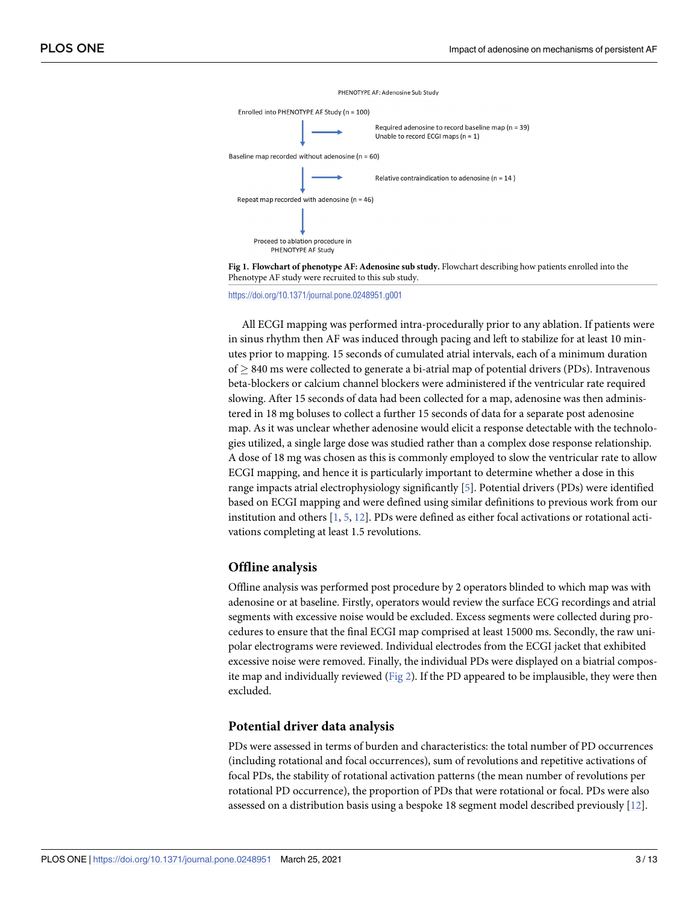PHENOTYPE AF: Adenosine Sub Study

Enrolled into PHENOTYPE AF Study (n = 100)

Required adenosine to record baseline map (n = 39)
Unable to record ECGI maps (n = 1)

Baseline map recorded without adenosine (n = 60)

Relative contraindication to adenosine (n = 14 )

Repeat map recorded with adenosine (n = 46)

Proceed to ablation procedure in PHENOTYPE AF Study

**Fig 1. Flowchart of phenotype AF: Adenosine sub study.** Flowchart describing how patients enrolled into the Phenotype AF study were recruited to this sub study.

https://doi.org/10.1371/journal.pone.0248951.g001

All ECGI mapping was performed intra-procedurally prior to any ablation. If patients were in sinus rhythm then AF was induced through pacing and left to stabilize for at least 10 minutes prior to mapping. 15 seconds of cumulated atrial intervals, each of a minimum duration of $\geq$ 840 ms were collected to generate a bi-atrial map of potential drivers (PDs). Intravenous beta-blockers or calcium channel blockers were administered if the ventricular rate required slowing. After 15 seconds of data had been collected for a map, adenosine was then administered in 18 mg boluses to collect a further 15 seconds of data for a separate post adenosine map. As it was unclear whether adenosine would elicit a response detectable with the technologies utilized, a single large dose was studied rather than a complex dose response relationship. A dose of 18 mg was chosen as this is commonly employed to slow the ventricular rate to allow ECGI mapping, and hence it is particularly important to determine whether a dose in this range impacts atrial electrophysiology significantly [5]. Potential drivers (PDs) were identified based on ECGI mapping and were defined using similar definitions to previous work from our institution and others [1, 5, 12]. PDs were defined as either focal activations or rotational activations completing at least 1.5 revolutions.

## Offline analysis

Offline analysis was performed post procedure by 2 operators blinded to which map was with adenosine or at baseline. Firstly, operators would review the surface ECG recordings and atrial segments with excessive noise would be excluded. Excess segments were collected during procedures to ensure that the final ECGI map comprised at least 15000 ms. Secondly, the raw unipolar electrograms were reviewed. Individual electrodes from the ECGI jacket that exhibited excessive noise were removed. Finally, the individual PDs were displayed on a biatrial composite map and individually reviewed (Fig 2). If the PD appeared to be implausible, they were then excluded.

## Potential driver data analysis

PDs were assessed in terms of burden and characteristics: the total number of PD occurrences (including rotational and focal occurrences), sum of revolutions and repetitive activations of focal PDs, the stability of rotational activation patterns (the mean number of revolutions per rotational PD occurrence), the proportion of PDs that were rotational or focal. PDs were also assessed on a distribution basis using a bespoke 18 segment model described previously [12].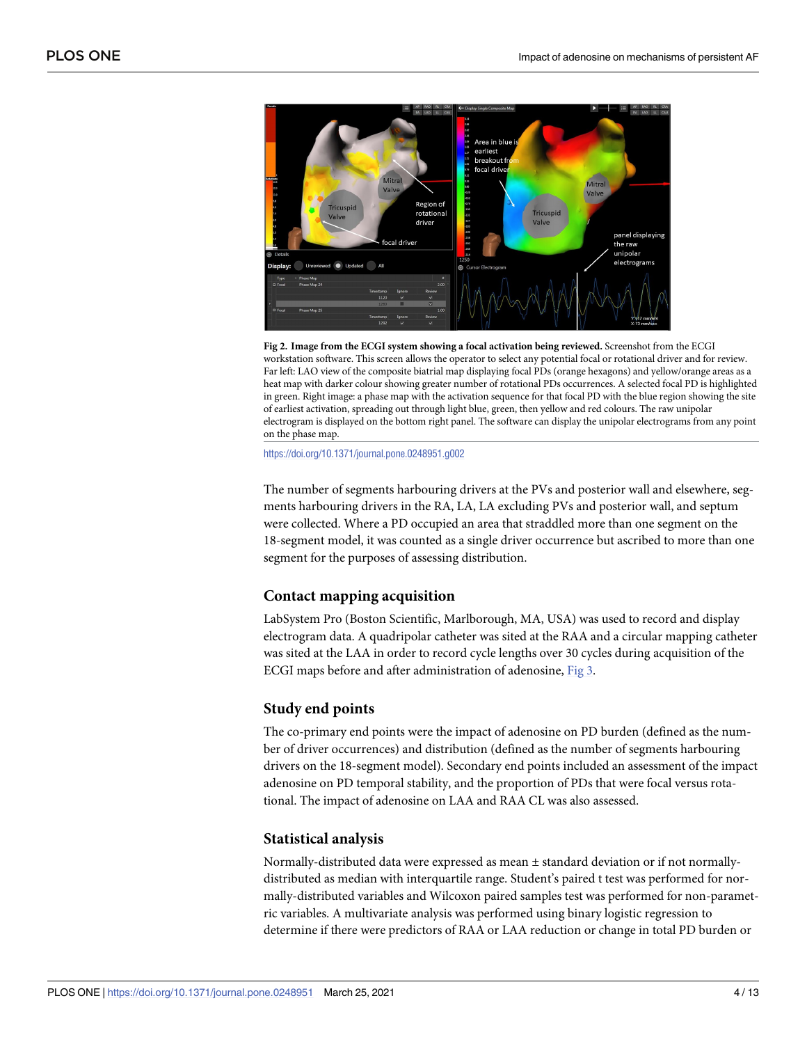**Fig 2. Image from the ECGI system showing a focal activation being reviewed.** Screenshot from the ECGI workstation software. This screen allows the operator to select any potential focal or rotational driver and for review. Far left: LAO view of the composite biatrial map displaying focal PDs (orange hexagons) and yellow/orange areas as a heat map with darker colour showing greater number of rotational PDs occurrences. A selected focal PD is highlighted in green. Right image: a phase map with the activation sequence for that focal PD with the blue region showing the site of earliest activation, spreading out through light blue, green, then yellow and red colours. The raw unipolar electrogram is displayed on the bottom right panel. The software can display the unipolar electrograms from any point on the phase map.

https://doi.org/10.1371/journal.pone.0248951.g002

The number of segments harbouring drivers at the PVs and posterior wall and elsewhere, segments harbouring drivers in the RA, LA, LA excluding PVs and posterior wall, and septum were collected. Where a PD occupied an area that straddled more than one segment on the 18-segment model, it was counted as a single driver occurrence but ascribed to more than one segment for the purposes of assessing distribution.

## Contact mapping acquisition

LabSystem Pro (Boston Scientific, Marlborough, MA, USA) was used to record and display electrogram data. A quadripolar catheter was sited at the RAA and a circular mapping catheter was sited at the LAA in order to record cycle lengths over 30 cycles during acquisition of the ECGI maps before and after administration of adenosine, Fig 3.

## Study end points

The co-primary end points were the impact of adenosine on PD burden (defined as the number of driver occurrences) and distribution (defined as the number of segments harbouring drivers on the 18-segment model). Secondary end points included an assessment of the impact adenosine on PD temporal stability, and the proportion of PDs that were focal versus rotational. The impact of adenosine on LAA and RAA CL was also assessed.

## Statistical analysis

Normally-distributed data were expressed as mean ± standard deviation or if not normally-distributed as median with interquartile range. Student's paired t test was performed for normally-distributed variables and Wilcoxon paired samples test was performed for non-parametric variables. A multivariate analysis was performed using binary logistic regression to determine if there were predictors of RAA or LAA reduction or change in total PD burden or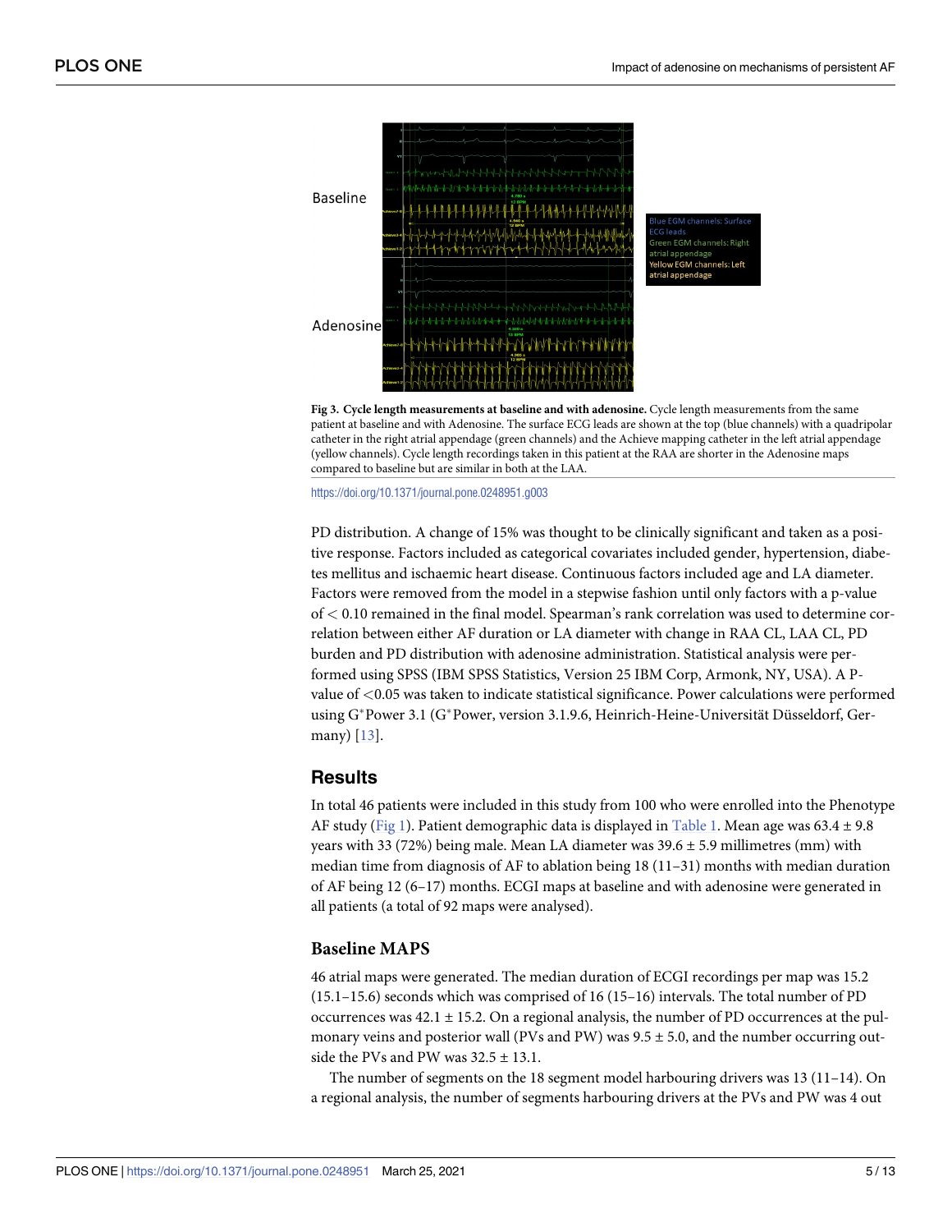Fig 3. Cycle length measurements at baseline and with adenosine. Cycle length measurements from the same patient at baseline and with Adenosine. The surface ECG leads are shown at the top (blue channels) with a quadripolar catheter in the right atrial appendage (green channels) and the Achieve mapping catheter in the left atrial appendage (yellow channels). Cycle length recordings taken in this patient at the RAA are shorter in the Adenosine maps compared to baseline but are similar in both at the LAA.

https://doi.org/10.1371/journal.pone.0248951.g003

PD distribution. A change of 15% was thought to be clinically significant and taken as a positive response. Factors included as categorical covariates included gender, hypertension, diabetes mellitus and ischaemic heart disease. Continuous factors included age and LA diameter. Factors were removed from the model in a stepwise fashion until only factors with a p-value of < 0.10 remained in the final model. Spearman's rank correlation was used to determine correlation between either AF duration or LA diameter with change in RAA CL, LAA CL, PD burden and PD distribution with adenosine administration. Statistical analysis were performed using SPSS (IBM SPSS Statistics, Version 25 IBM Corp, Armonk, NY, USA). A P-value of <0.05 was taken to indicate statistical significance. Power calculations were performed using G*Power 3.1 (G*Power, version 3.1.9.6, Heinrich-Heine-Universität Düsseldorf, Germany) [13].

## Results

In total 46 patients were included in this study from 100 who were enrolled into the Phenotype AF study (Fig 1). Patient demographic data is displayed in Table 1. Mean age was 63.4 ± 9.8 years with 33 (72%) being male. Mean LA diameter was 39.6 ± 5.9 millimetres (mm) with median time from diagnosis of AF to ablation being 18 (11–31) months with median duration of AF being 12 (6–17) months. ECGI maps at baseline and with adenosine were generated in all patients (a total of 92 maps were analysed).

### Baseline MAPS

46 atrial maps were generated. The median duration of ECGI recordings per map was 15.2 (15.1–15.6) seconds which was comprised of 16 (15–16) intervals. The total number of PD occurrences was 42.1 ± 15.2. On a regional analysis, the number of PD occurrences at the pulmonary veins and posterior wall (PVs and PW) was 9.5 ± 5.0, and the number occurring outside the PVs and PW was 32.5 ± 13.1.

The number of segments on the 18 segment model harbouring drivers was 13 (11–14). On a regional analysis, the number of segments harbouring drivers at the PVs and PW was 4 out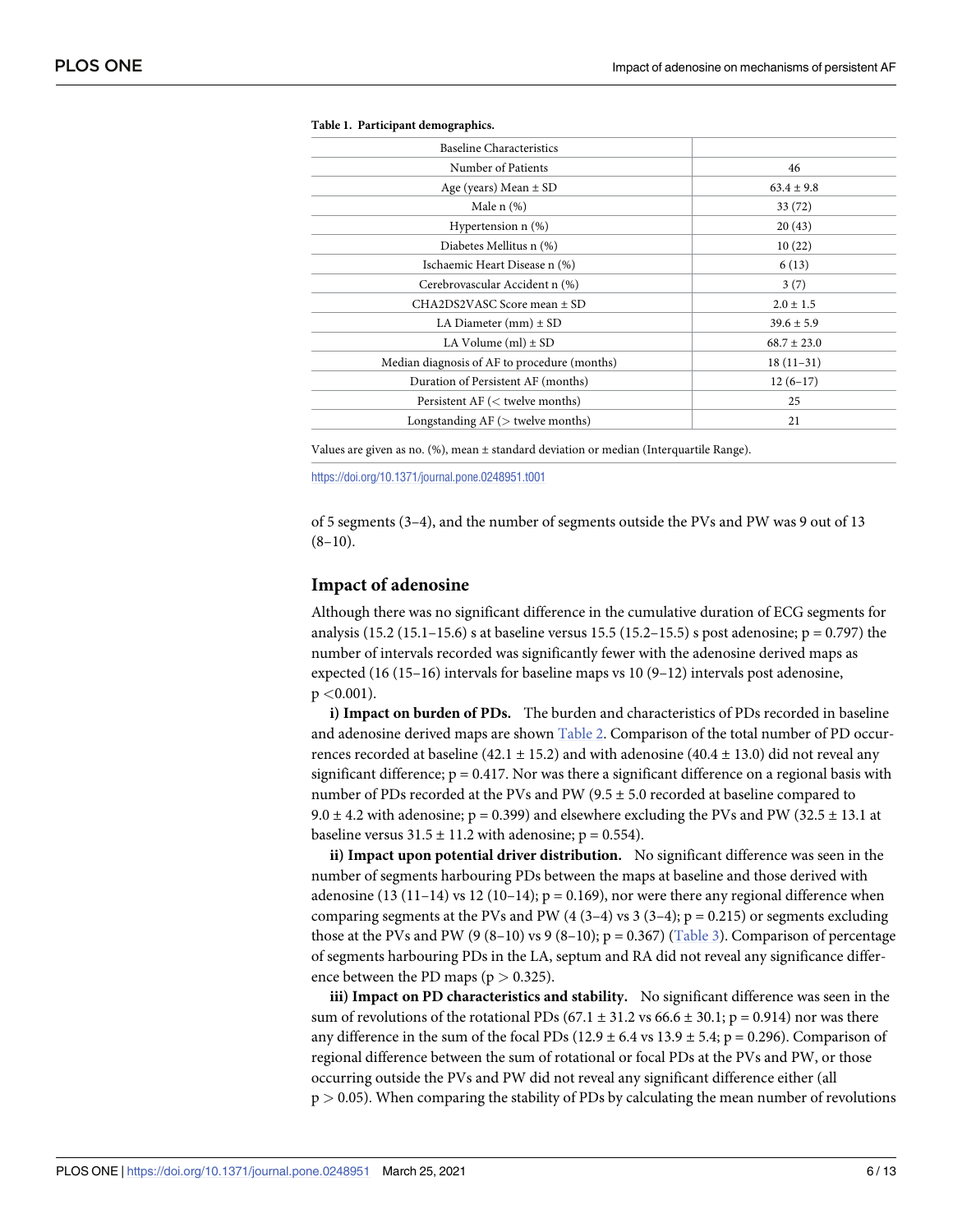**Table 1. Participant demographics.**

| Baseline Characteristics | |
|---|---|
| Number of Patients | 46 |
| Age (years) Mean ± SD | 63.4 ± 9.8 |
| Male n (%) | 33 (72) |
| Hypertension n (%) | 20 (43) |
| Diabetes Mellitus n (%) | 10 (22) |
| Ischaemic Heart Disease n (%) | 6 (13) |
| Cerebrovascular Accident n (%) | 3 (7) |
| CHA2DS2VASC Score mean ± SD | 2.0 ± 1.5 |
| LA Diameter (mm) ± SD | 39.6 ± 5.9 |
| LA Volume (ml) ± SD | 68.7 ± 23.0 |
| Median diagnosis of AF to procedure (months) | 18 (11–31) |
| Duration of Persistent AF (months) | 12 (6–17) |
| Persistent AF (< twelve months) | 25 |
| Longstanding AF (> twelve months) | 21 |

Values are given as no. (%), mean ± standard deviation or median (Interquartile Range).

https://doi.org/10.1371/journal.pone.0248951.t001

of 5 segments (3–4), and the number of segments outside the PVs and PW was 9 out of 13 (8–10).

## Impact of adenosine

Although there was no significant difference in the cumulative duration of ECG segments for analysis (15.2 (15.1–15.6) s at baseline versus 15.5 (15.2–15.5) s post adenosine; p = 0.797) the number of intervals recorded was significantly fewer with the adenosine derived maps as expected (16 (15–16) intervals for baseline maps vs 10 (9–12) intervals post adenosine, p <0.001).

**i) Impact on burden of PDs.** The burden and characteristics of PDs recorded in baseline and adenosine derived maps are shown Table 2. Comparison of the total number of PD occurrences recorded at baseline (42.1 ± 15.2) and with adenosine (40.4 ± 13.0) did not reveal any significant difference; p = 0.417. Nor was there a significant difference on a regional basis with number of PDs recorded at the PVs and PW (9.5 ± 5.0 recorded at baseline compared to 9.0 ± 4.2 with adenosine; p = 0.399) and elsewhere excluding the PVs and PW (32.5 ± 13.1 at baseline versus 31.5 ± 11.2 with adenosine; p = 0.554).

**ii) Impact upon potential driver distribution.** No significant difference was seen in the number of segments harbouring PDs between the maps at baseline and those derived with adenosine (13 (11–14) vs 12 (10–14); p = 0.169), nor were there any regional difference when comparing segments at the PVs and PW (4 (3–4) vs 3 (3–4); p = 0.215) or segments excluding those at the PVs and PW (9 (8–10) vs 9 (8–10); p = 0.367) (Table 3). Comparison of percentage of segments harbouring PDs in the LA, septum and RA did not reveal any significance difference between the PD maps (p > 0.325).

**iii) Impact on PD characteristics and stability.** No significant difference was seen in the sum of revolutions of the rotational PDs (67.1 ± 31.2 vs 66.6 ± 30.1; p = 0.914) nor was there any difference in the sum of the focal PDs (12.9 ± 6.4 vs 13.9 ± 5.4; p = 0.296). Comparison of regional difference between the sum of rotational or focal PDs at the PVs and PW, or those occurring outside the PVs and PW did not reveal any significant difference either (all p > 0.05). When comparing the stability of PDs by calculating the mean number of revolutions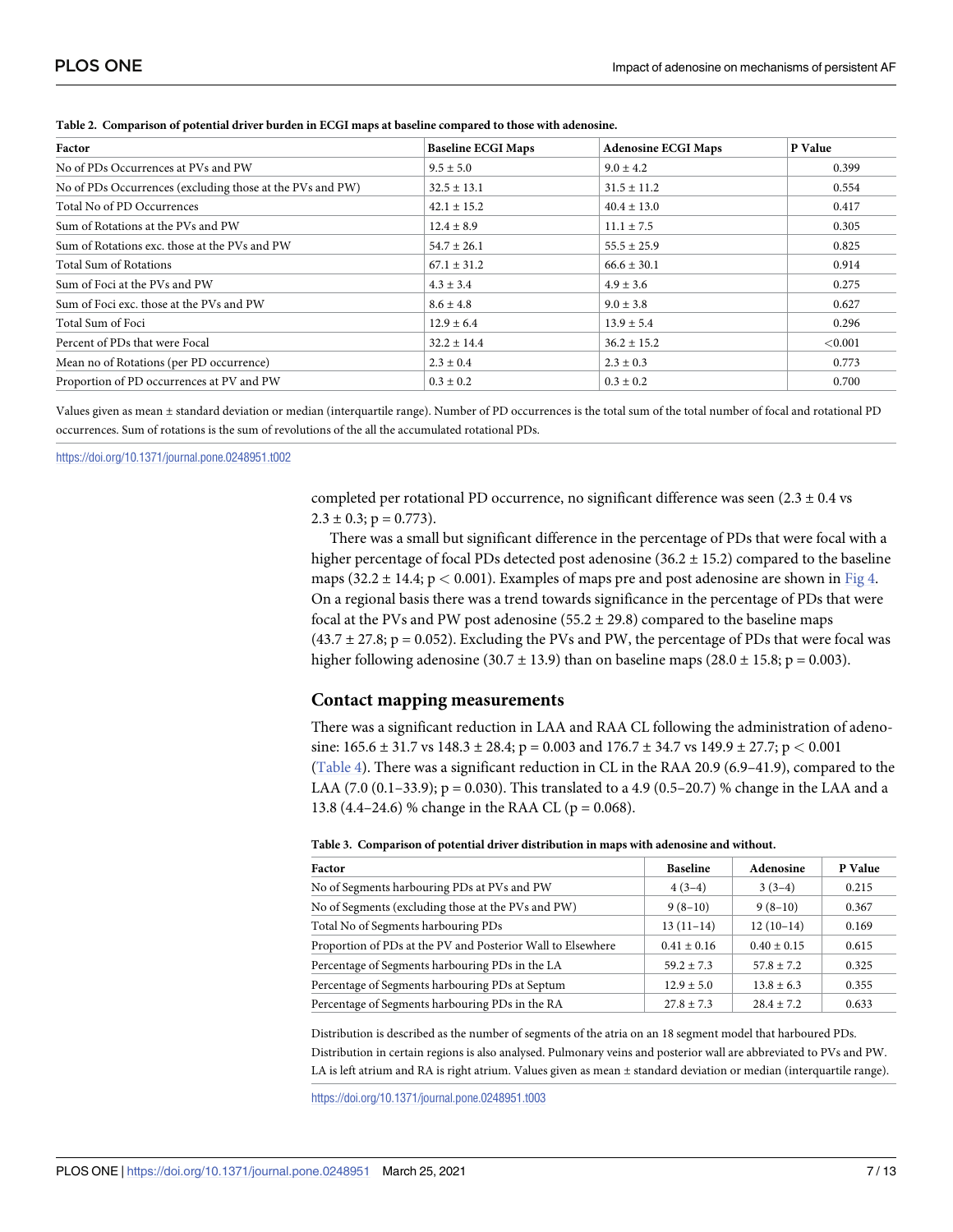**Table 2. Comparison of potential driver burden in ECGI maps at baseline compared to those with adenosine.**

| Factor | Baseline ECGI Maps | Adenosine ECGI Maps | P Value |
|---|---|---|---|
| No of PDs Occurrences at PVs and PW | 9.5 ± 5.0 | 9.0 ± 4.2 | 0.399 |
| No of PDs Occurrences (excluding those at the PVs and PW) | 32.5 ± 13.1 | 31.5 ± 11.2 | 0.554 |
| Total No of PD Occurrences | 42.1 ± 15.2 | 40.4 ± 13.0 | 0.417 |
| Sum of Rotations at the PVs and PW | 12.4 ± 8.9 | 11.1 ± 7.5 | 0.305 |
| Sum of Rotations exc. those at the PVs and PW | 54.7 ± 26.1 | 55.5 ± 25.9 | 0.825 |
| Total Sum of Rotations | 67.1 ± 31.2 | 66.6 ± 30.1 | 0.914 |
| Sum of Foci at the PVs and PW | 4.3 ± 3.4 | 4.9 ± 3.6 | 0.275 |
| Sum of Foci exc. those at the PVs and PW | 8.6 ± 4.8 | 9.0 ± 3.8 | 0.627 |
| Total Sum of Foci | 12.9 ± 6.4 | 13.9 ± 5.4 | 0.296 |
| Percent of PDs that were Focal | 32.2 ± 14.4 | 36.2 ± 15.2 | <0.001 |
| Mean no of Rotations (per PD occurrence) | 2.3 ± 0.4 | 2.3 ± 0.3 | 0.773 |
| Proportion of PD occurrences at PV and PW | 0.3 ± 0.2 | 0.3 ± 0.2 | 0.700 |

Values given as mean ± standard deviation or median (interquartile range). Number of PD occurrences is the total sum of the total number of focal and rotational PD occurrences. Sum of rotations is the sum of revolutions of the all the accumulated rotational PDs.

https://doi.org/10.1371/journal.pone.0248951.t002

completed per rotational PD occurrence, no significant difference was seen (2.3 ± 0.4 vs 2.3 ± 0.3; $p = 0.773$).

There was a small but significant difference in the percentage of PDs that were focal with a higher percentage of focal PDs detected post adenosine (36.2 ± 15.2) compared to the baseline maps (32.2 ± 14.4; $p < 0.001$). Examples of maps pre and post adenosine are shown in Fig 4. On a regional basis there was a trend towards significance in the percentage of PDs that were focal at the PVs and PW post adenosine (55.2 ± 29.8) compared to the baseline maps (43.7 ± 27.8; $p = 0.052$). Excluding the PVs and PW, the percentage of PDs that were focal was higher following adenosine (30.7 ± 13.9) than on baseline maps (28.0 ± 15.8; $p = 0.003$).

## Contact mapping measurements

There was a significant reduction in LAA and RAA CL following the administration of adenosine: 165.6 ± 31.7 vs 148.3 ± 28.4; $p = 0.003$ and 176.7 ± 34.7 vs 149.9 ± 27.7; $p < 0.001$ (Table 4). There was a significant reduction in CL in the RAA 20.9 (6.9–41.9), compared to the LAA (7.0 (0.1–33.9); $p = 0.030$). This translated to a 4.9 (0.5–20.7) % change in the LAA and a 13.8 (4.4–24.6) % change in the RAA CL ($p = 0.068$).

**Table 3. Comparison of potential driver distribution in maps with adenosine and without.**

| Factor | Baseline | Adenosine | P Value |
|---|---|---|---|
| No of Segments harbouring PDs at PVs and PW | 4 (3–4) | 3 (3–4) | 0.215 |
| No of Segments (excluding those at the PVs and PW) | 9 (8–10) | 9 (8–10) | 0.367 |
| Total No of Segments harbouring PDs | 13 (11–14) | 12 (10–14) | 0.169 |
| Proportion of PDs at the PV and Posterior Wall to Elsewhere | 0.41 ± 0.16 | 0.40 ± 0.15 | 0.615 |
| Percentage of Segments harbouring PDs in the LA | 59.2 ± 7.3 | 57.8 ± 7.2 | 0.325 |
| Percentage of Segments harbouring PDs at Septum | 12.9 ± 5.0 | 13.8 ± 6.3 | 0.355 |
| Percentage of Segments harbouring PDs in the RA | 27.8 ± 7.3 | 28.4 ± 7.2 | 0.633 |

Distribution is described as the number of segments of the atria on an 18 segment model that harboured PDs. Distribution in certain regions is also analysed. Pulmonary veins and posterior wall are abbreviated to PVs and PW. LA is left atrium and RA is right atrium. Values given as mean ± standard deviation or median (interquartile range).

https://doi.org/10.1371/journal.pone.0248951.t003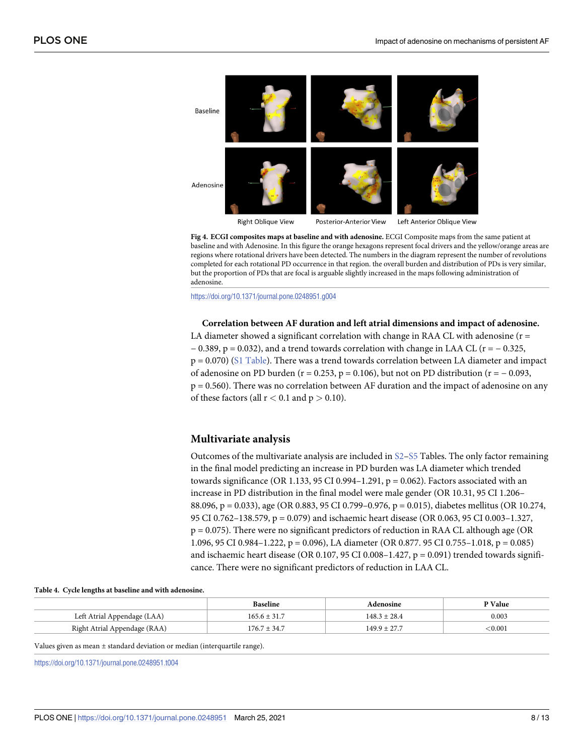Fig 4. **ECGI composites maps at baseline and with adenosine.** ECGI Composite maps from the same patient at baseline and with Adenosine. In this figure the orange hexagons represent focal drivers and the yellow/orange areas are regions where rotational drivers have been detected. The numbers in the diagram represent the number of revolutions completed for each rotational PD occurrence in that region. the overall burden and distribution of PDs is very similar, but the proportion of PDs that are focal is arguable slightly increased in the maps following administration of adenosine.

https://doi.org/10.1371/journal.pone.0248951.g004

**Correlation between AF duration and left atrial dimensions and impact of adenosine.** LA diameter showed a significant correlation with change in RAA CL with adenosine ($r = -0.389$, $p = 0.032$), and a trend towards correlation with change in LAA CL ($r = -0.325$, $p = 0.070$) (S1 Table). There was a trend towards correlation between LA diameter and impact of adenosine on PD burden ($r = 0.253$, $p = 0.106$), but not on PD distribution ($r = -0.093$, $p = 0.560$). There was no correlation between AF duration and the impact of adenosine on any of these factors (all $r < 0.1$ and $p > 0.10$).

## Multivariate analysis

Outcomes of the multivariate analysis are included in S2–S5 Tables. The only factor remaining in the final model predicting an increase in PD burden was LA diameter which trended towards significance (OR 1.133, 95 CI 0.994–1.291, p = 0.062). Factors associated with an increase in PD distribution in the final model were male gender (OR 10.31, 95 CI 1.206–88.096, p = 0.033), age (OR 0.883, 95 CI 0.799–0.976, p = 0.015), diabetes mellitus (OR 10.274, 95 CI 0.762–138.579, p = 0.079) and ischaemic heart disease (OR 0.063, 95 CI 0.003–1.327, p = 0.075). There were no significant predictors of reduction in RAA CL although age (OR 1.096, 95 CI 0.984–1.222, p = 0.096), LA diameter (OR 0.877. 95 CI 0.755–1.018, p = 0.085) and ischaemic heart disease (OR 0.107, 95 CI 0.008–1.427, p = 0.091) trended towards significance. There were no significant predictors of reduction in LAA CL.

**Table 4. Cycle lengths at baseline and with adenosine.**

| | Baseline | Adenosine | P Value |
|---|---|---|---|
| Left Atrial Appendage (LAA) | 165.6 ± 31.7 | 148.3 ± 28.4 | 0.003 |
| Right Atrial Appendage (RAA) | 176.7 ± 34.7 | 149.9 ± 27.7 | <0.001 |

Values given as mean ± standard deviation or median (interquartile range).

https://doi.org/10.1371/journal.pone.0248951.t004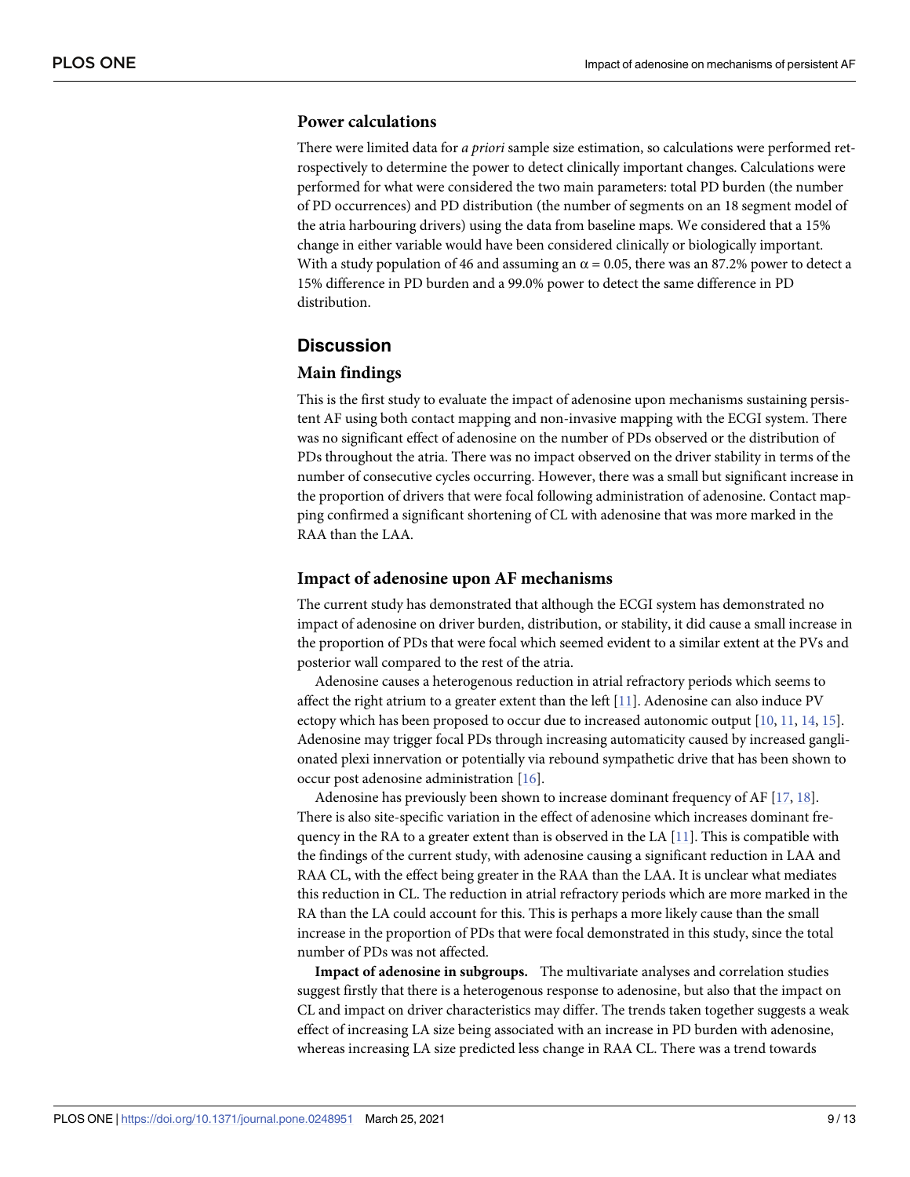### Power calculations

There were limited data for *a priori* sample size estimation, so calculations were performed retrospectively to determine the power to detect clinically important changes. Calculations were performed for what were considered the two main parameters: total PD burden (the number of PD occurrences) and PD distribution (the number of segments on an 18 segment model of the atria harbouring drivers) using the data from baseline maps. We considered that a 15% change in either variable would have been considered clinically or biologically important. With a study population of 46 and assuming an $\alpha = 0.05$, there was an 87.2% power to detect a 15% difference in PD burden and a 99.0% power to detect the same difference in PD distribution.

## Discussion

### Main findings

This is the first study to evaluate the impact of adenosine upon mechanisms sustaining persistent AF using both contact mapping and non-invasive mapping with the ECGI system. There was no significant effect of adenosine on the number of PDs observed or the distribution of PDs throughout the atria. There was no impact observed on the driver stability in terms of the number of consecutive cycles occurring. However, there was a small but significant increase in the proportion of drivers that were focal following administration of adenosine. Contact mapping confirmed a significant shortening of CL with adenosine that was more marked in the RAA than the LAA.

### Impact of adenosine upon AF mechanisms

The current study has demonstrated that although the ECGI system has demonstrated no impact of adenosine on driver burden, distribution, or stability, it did cause a small increase in the proportion of PDs that were focal which seemed evident to a similar extent at the PVs and posterior wall compared to the rest of the atria.

Adenosine causes a heterogenous reduction in atrial refractory periods which seems to affect the right atrium to a greater extent than the left [11]. Adenosine can also induce PV ectopy which has been proposed to occur due to increased autonomic output [10, 11, 14, 15]. Adenosine may trigger focal PDs through increasing automaticity caused by increased ganglionated plexi innervation or potentially via rebound sympathetic drive that has been shown to occur post adenosine administration [16].

Adenosine has previously been shown to increase dominant frequency of AF [17, 18]. There is also site-specific variation in the effect of adenosine which increases dominant frequency in the RA to a greater extent than is observed in the LA [11]. This is compatible with the findings of the current study, with adenosine causing a significant reduction in LAA and RAA CL, with the effect being greater in the RAA than the LAA. It is unclear what mediates this reduction in CL. The reduction in atrial refractory periods which are more marked in the RA than the LA could account for this. This is perhaps a more likely cause than the small increase in the proportion of PDs that were focal demonstrated in this study, since the total number of PDs was not affected.

**Impact of adenosine in subgroups.** The multivariate analyses and correlation studies suggest firstly that there is a heterogenous response to adenosine, but also that the impact on CL and impact on driver characteristics may differ. The trends taken together suggests a weak effect of increasing LA size being associated with an increase in PD burden with adenosine, whereas increasing LA size predicted less change in RAA CL. There was a trend towards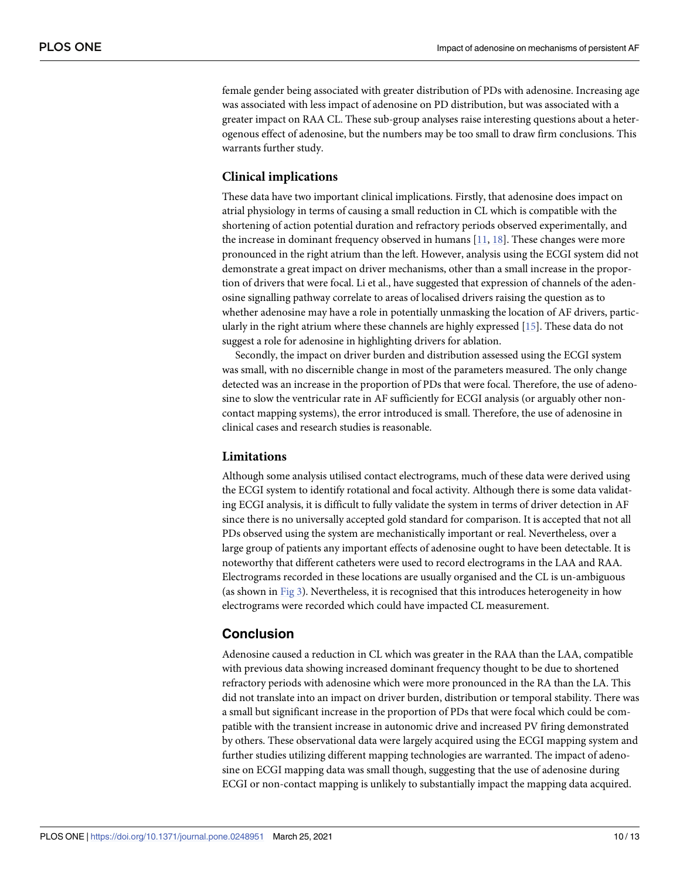female gender being associated with greater distribution of PDs with adenosine. Increasing age was associated with less impact of adenosine on PD distribution, but was associated with a greater impact on RAA CL. These sub-group analyses raise interesting questions about a heterogenous effect of adenosine, but the numbers may be too small to draw firm conclusions. This warrants further study.

### Clinical implications

These data have two important clinical implications. Firstly, that adenosine does impact on atrial physiology in terms of causing a small reduction in CL which is compatible with the shortening of action potential duration and refractory periods observed experimentally, and the increase in dominant frequency observed in humans [11, 18]. These changes were more pronounced in the right atrium than the left. However, analysis using the ECGI system did not demonstrate a great impact on driver mechanisms, other than a small increase in the proportion of drivers that were focal. Li et al., have suggested that expression of channels of the adenosine signalling pathway correlate to areas of localised drivers raising the question as to whether adenosine may have a role in potentially unmasking the location of AF drivers, particularly in the right atrium where these channels are highly expressed [15]. These data do not suggest a role for adenosine in highlighting drivers for ablation.

Secondly, the impact on driver burden and distribution assessed using the ECGI system was small, with no discernible change in most of the parameters measured. The only change detected was an increase in the proportion of PDs that were focal. Therefore, the use of adenosine to slow the ventricular rate in AF sufficiently for ECGI analysis (or arguably other non-contact mapping systems), the error introduced is small. Therefore, the use of adenosine in clinical cases and research studies is reasonable.

### Limitations

Although some analysis utilised contact electrograms, much of these data were derived using the ECGI system to identify rotational and focal activity. Although there is some data validating ECGI analysis, it is difficult to fully validate the system in terms of driver detection in AF since there is no universally accepted gold standard for comparison. It is accepted that not all PDs observed using the system are mechanistically important or real. Nevertheless, over a large group of patients any important effects of adenosine ought to have been detectable. It is noteworthy that different catheters were used to record electrograms in the LAA and RAA. Electrograms recorded in these locations are usually organised and the CL is un-ambiguous (as shown in Fig 3). Nevertheless, it is recognised that this introduces heterogeneity in how electrograms were recorded which could have impacted CL measurement.

## Conclusion

Adenosine caused a reduction in CL which was greater in the RAA than the LAA, compatible with previous data showing increased dominant frequency thought to be due to shortened refractory periods with adenosine which were more pronounced in the RA than the LA. This did not translate into an impact on driver burden, distribution or temporal stability. There was a small but significant increase in the proportion of PDs that were focal which could be compatible with the transient increase in autonomic drive and increased PV firing demonstrated by others. These observational data were largely acquired using the ECGI mapping system and further studies utilizing different mapping technologies are warranted. The impact of adenosine on ECGI mapping data was small though, suggesting that the use of adenosine during ECGI or non-contact mapping is unlikely to substantially impact the mapping data acquired.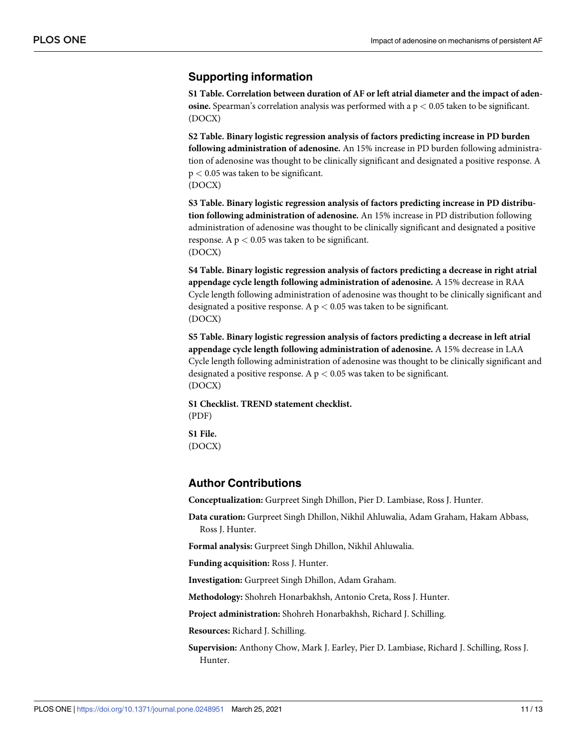## Supporting information

**S1 Table. Correlation between duration of AF or left atrial diameter and the impact of adenosine.** Spearman's correlation analysis was performed with a $p < 0.05$ taken to be significant.
(DOCX)

**S2 Table. Binary logistic regression analysis of factors predicting increase in PD burden following administration of adenosine.** An 15% increase in PD burden following administration of adenosine was thought to be clinically significant and designated a positive response. A $p < 0.05$ was taken to be significant.
(DOCX)

**S3 Table. Binary logistic regression analysis of factors predicting increase in PD distribution following administration of adenosine.** An 15% increase in PD distribution following administration of adenosine was thought to be clinically significant and designated a positive response. A $p < 0.05$ was taken to be significant.
(DOCX)

**S4 Table. Binary logistic regression analysis of factors predicting a decrease in right atrial appendage cycle length following administration of adenosine.** A 15% decrease in RAA Cycle length following administration of adenosine was thought to be clinically significant and designated a positive response. A $p < 0.05$ was taken to be significant.
(DOCX)

**S5 Table. Binary logistic regression analysis of factors predicting a decrease in left atrial appendage cycle length following administration of adenosine.** A 15% decrease in LAA Cycle length following administration of adenosine was thought to be clinically significant and designated a positive response. A $p < 0.05$ was taken to be significant.
(DOCX)

**S1 Checklist. TREND statement checklist.**
(PDF)

**S1 File.**
(DOCX)

## Author Contributions

**Conceptualization:** Gurpreet Singh Dhillon, Pier D. Lambiase, Ross J. Hunter.

**Data curation:** Gurpreet Singh Dhillon, Nikhil Ahluwalia, Adam Graham, Hakam Abbass, Ross J. Hunter.

**Formal analysis:** Gurpreet Singh Dhillon, Nikhil Ahluwalia.

**Funding acquisition:** Ross J. Hunter.

**Investigation:** Gurpreet Singh Dhillon, Adam Graham.

**Methodology:** Shohreh Honarbakhsh, Antonio Creta, Ross J. Hunter.

**Project administration:** Shohreh Honarbakhsh, Richard J. Schilling.

**Resources:** Richard J. Schilling.

**Supervision:** Anthony Chow, Mark J. Earley, Pier D. Lambiase, Richard J. Schilling, Ross J. Hunter.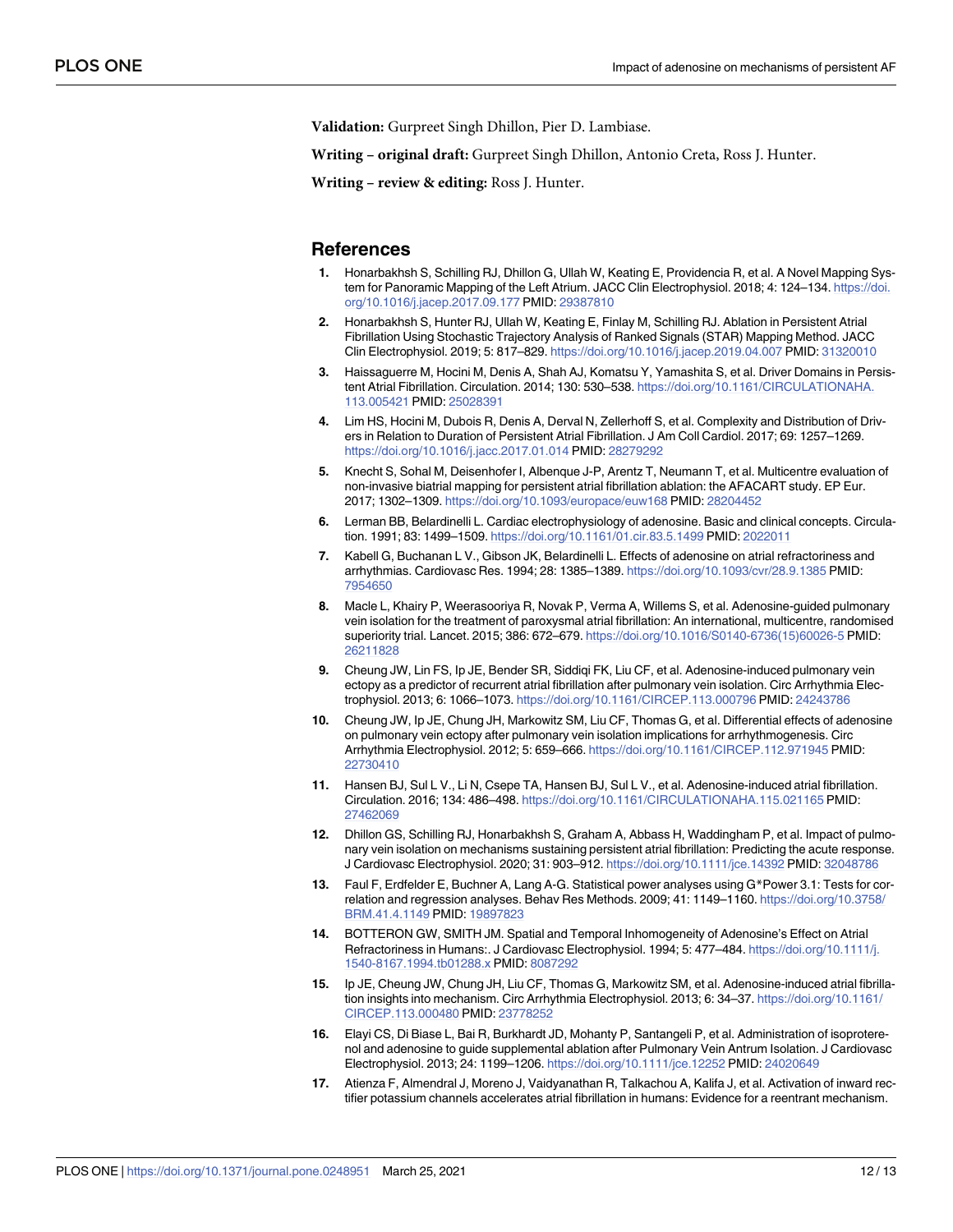**Validation:** Gurpreet Singh Dhillon, Pier D. Lambiase.

**Writing – original draft:** Gurpreet Singh Dhillon, Antonio Creta, Ross J. Hunter.

**Writing – review & editing:** Ross J. Hunter.

## References

1. Honarbakhsh S, Schilling RJ, Dhillon G, Ullah W, Keating E, Providencia R, et al. A Novel Mapping System for Panoramic Mapping of the Left Atrium. JACC Clin Electrophysiol. 2018; 4: 124–134. https://doi.org/10.1016/j.jacep.2017.09.177 PMID: 29387810
2. Honarbakhsh S, Hunter RJ, Ullah W, Keating E, Finlay M, Schilling RJ. Ablation in Persistent Atrial Fibrillation Using Stochastic Trajectory Analysis of Ranked Signals (STAR) Mapping Method. JACC Clin Electrophysiol. 2019; 5: 817–829. https://doi.org/10.1016/j.jacep.2019.04.007 PMID: 31320010
3. Haissaguerre M, Hocini M, Denis A, Shah AJ, Komatsu Y, Yamashita S, et al. Driver Domains in Persistent Atrial Fibrillation. Circulation. 2014; 130: 530–538. https://doi.org/10.1161/CIRCULATIONAHA.113.005421 PMID: 25028391
4. Lim HS, Hocini M, Dubois R, Denis A, Derval N, Zellerhoff S, et al. Complexity and Distribution of Drivers in Relation to Duration of Persistent Atrial Fibrillation. J Am Coll Cardiol. 2017; 69: 1257–1269. https://doi.org/10.1016/j.jacc.2017.01.014 PMID: 28279292
5. Knecht S, Sohal M, Deisenhofer I, Albenque J-P, Arentz T, Neumann T, et al. Multicentre evaluation of non-invasive biatrial mapping for persistent atrial fibrillation ablation: the AFACART study. EP Eur. 2017; 1302–1309. https://doi.org/10.1093/europace/euw168 PMID: 28204452
6. Lerman BB, Belardinelli L. Cardiac electrophysiology of adenosine. Basic and clinical concepts. Circulation. 1991; 83: 1499–1509. https://doi.org/10.1161/01.cir.83.5.1499 PMID: 2022011
7. Kabell G, Buchanan L V., Gibson JK, Belardinelli L. Effects of adenosine on atrial refractoriness and arrhythmias. Cardiovasc Res. 1994; 28: 1385–1389. https://doi.org/10.1093/cvr/28.9.1385 PMID: 7954650
8. Macle L, Khairy P, Weerasooriya R, Novak P, Verma A, Willems S, et al. Adenosine-guided pulmonary vein isolation for the treatment of paroxysmal atrial fibrillation: An international, multicentre, randomised superiority trial. Lancet. 2015; 386: 672–679. https://doi.org/10.1016/S0140-6736(15)60026-5 PMID: 26211828
9. Cheung JW, Lin FS, Ip JE, Bender SR, Siddiqi FK, Liu CF, et al. Adenosine-induced pulmonary vein ectopy as a predictor of recurrent atrial fibrillation after pulmonary vein isolation. Circ Arrhythmia Electrophysiol. 2013; 6: 1066–1073. https://doi.org/10.1161/CIRCEP.113.000796 PMID: 24243786
10. Cheung JW, Ip JE, Chung JH, Markowitz SM, Liu CF, Thomas G, et al. Differential effects of adenosine on pulmonary vein ectopy after pulmonary vein isolation implications for arrhythmogenesis. Circ Arrhythmia Electrophysiol. 2012; 5: 659–666. https://doi.org/10.1161/CIRCEP.112.971945 PMID: 22730410
11. Hansen BJ, Sul L V., Li N, Csepe TA, Hansen BJ, Sul L V., et al. Adenosine-induced atrial fibrillation. Circulation. 2016; 134: 486–498. https://doi.org/10.1161/CIRCULATIONAHA.115.021165 PMID: 27462069
12. Dhillon GS, Schilling RJ, Honarbakhsh S, Graham A, Abbass H, Waddingham P, et al. Impact of pulmonary vein isolation on mechanisms sustaining persistent atrial fibrillation: Predicting the acute response. J Cardiovasc Electrophysiol. 2020; 31: 903–912. https://doi.org/10.1111/jce.14392 PMID: 32048786
13. Faul F, Erdfelder E, Buchner A, Lang A-G. Statistical power analyses using G*Power 3.1: Tests for correlation and regression analyses. Behav Res Methods. 2009; 41: 1149–1160. https://doi.org/10.3758/BRM.41.4.1149 PMID: 19897823
14. BOTTERON GW, SMITH JM. Spatial and Temporal Inhomogeneity of Adenosine's Effect on Atrial Refractoriness in Humans:. J Cardiovasc Electrophysiol. 1994; 5: 477–484. https://doi.org/10.1111/j.1540-8167.1994.tb01288.x PMID: 8087292
15. Ip JE, Cheung JW, Chung JH, Liu CF, Thomas G, Markowitz SM, et al. Adenosine-induced atrial fibrillation insights into mechanism. Circ Arrhythmia Electrophysiol. 2013; 6: 34–37. https://doi.org/10.1161/CIRCEP.113.000480 PMID: 23778252
16. Elayi CS, Di Biase L, Bai R, Burkhardt JD, Mohanty P, Santangeli P, et al. Administration of isoproterenol and adenosine to guide supplemental ablation after Pulmonary Vein Antrum Isolation. J Cardiovasc Electrophysiol. 2013; 24: 1199–1206. https://doi.org/10.1111/jce.12252 PMID: 24020649
17. Atienza F, Almendral J, Moreno J, Vaidyanathan R, Talkachou A, Kalifa J, et al. Activation of inward rectifier potassium channels accelerates atrial fibrillation in humans: Evidence for a reentrant mechanism.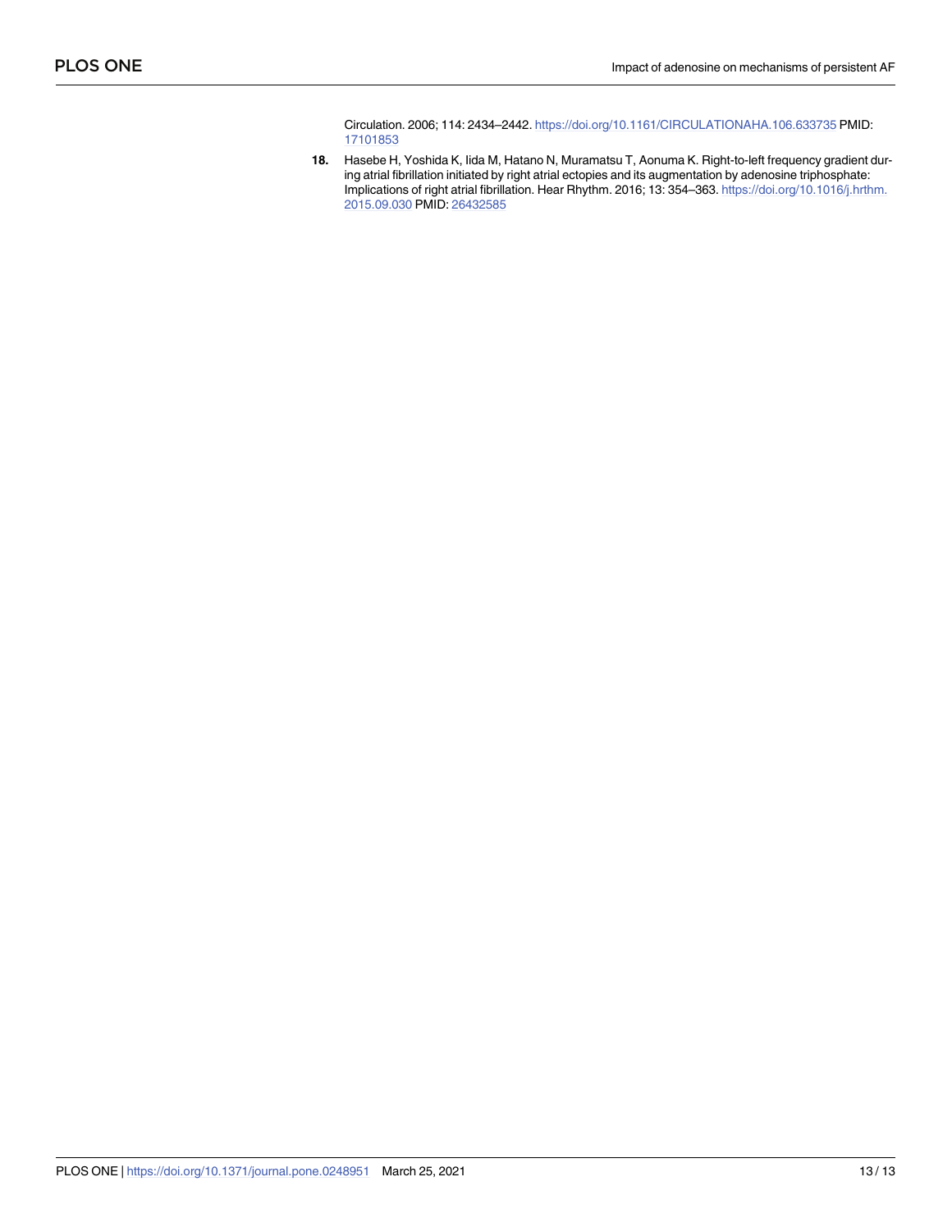Circulation. 2006; 114: 2434–2442. https://doi.org/10.1161/CIRCULATIONAHA.106.633735 PMID: 17101853

18. Hasebe H, Yoshida K, Iida M, Hatano N, Muramatsu T, Aonuma K. Right-to-left frequency gradient during atrial fibrillation initiated by right atrial ectopies and its augmentation by adenosine triphosphate: Implications of right atrial fibrillation. Hear Rhythm. 2016; 13: 354–363. https://doi.org/10.1016/j.hrthm.2015.09.030 PMID: 26432585